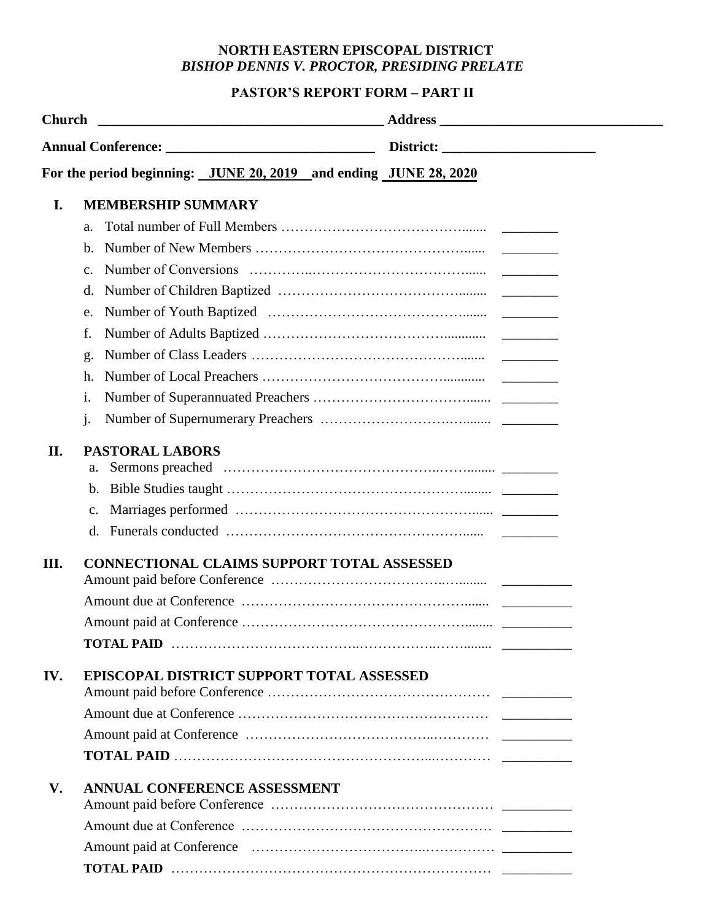**NORTH EASTERN EPISCOPAL DISTRICT**
***BISHOP DENNIS V. PROCTOR, PRESIDING PRELATE***

## PASTOR'S REPORT FORM – PART II

**Church** ________________________________________ **Address** ________________________________

**Annual Conference:** ______________________________ **District:** ______________________

**For the period beginning: JUNE 20, 2019 and ending JUNE 28, 2020**

### I. MEMBERSHIP SUMMARY

a. Total number of Full Members ........................................... ________

b. Number of New Members ........................................... ________

c. Number of Conversions ........................................... ________

d. Number of Children Baptized ........................................... ________

e. Number of Youth Baptized ........................................... ________

f. Number of Adults Baptized ........................................... ________

g. Number of Class Leaders ........................................... ________

h. Number of Local Preachers ........................................... ________

i. Number of Superannuated Preachers ........................................... ________

j. Number of Supernumerary Preachers ........................................... ________

### II. PASTORAL LABORS

a. Sermons preached ........................................... ________

b. Bible Studies taught ........................................... ________

c. Marriages performed ........................................... ________

d. Funerals conducted ........................................... ________

### III. CONNECTIONAL CLAIMS SUPPORT TOTAL ASSESSED

Amount paid before Conference ........................................... __________

Amount due at Conference ........................................... __________

Amount paid at Conference ........................................... __________

**TOTAL PAID** ........................................... __________

### IV. EPISCOPAL DISTRICT SUPPORT TOTAL ASSESSED

Amount paid before Conference ........................................... __________

Amount due at Conference ........................................... __________

Amount paid at Conference ........................................... __________

**TOTAL PAID** ........................................... __________

### V. ANNUAL CONFERENCE ASSESSMENT

Amount paid before Conference ........................................... __________

Amount due at Conference ........................................... __________

Amount paid at Conference ........................................... __________

**TOTAL PAID** ........................................... __________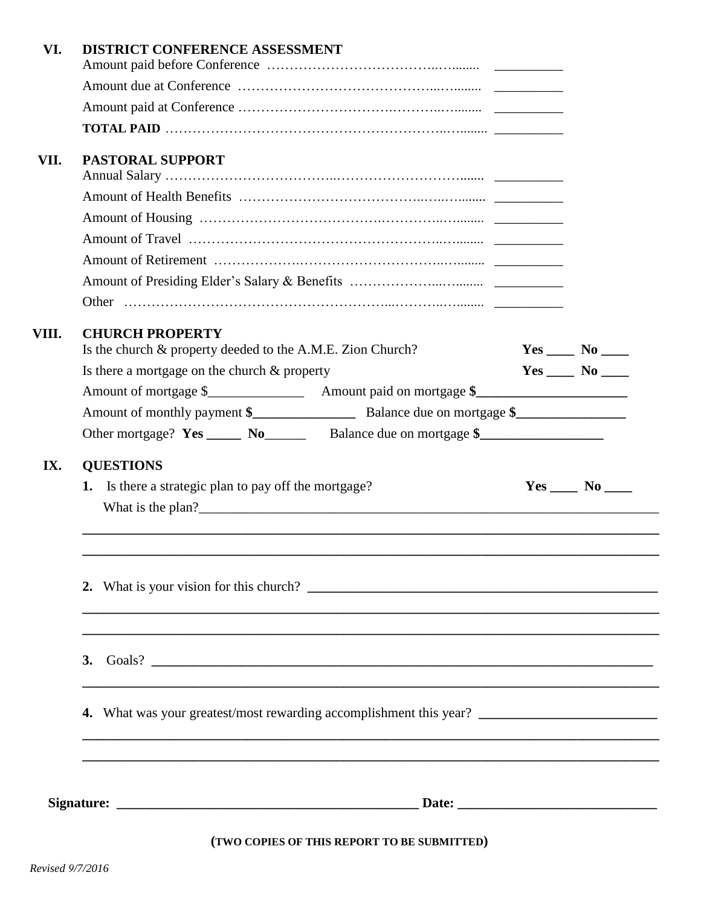## VI. DISTRICT CONFERENCE ASSESSMENT

Amount paid before Conference ………………………………..…........ __________

Amount due at Conference ……………………………………...…........ __________

Amount paid at Conference ……………………………..………..…........ __________

**TOTAL PAID** ……………………………………………………..…........ __________

## VII. PASTORAL SUPPORT

Annual Salary ………………………………..………………………....... __________

Amount of Health Benefits …………………………………..…..…........ __________

Amount of Housing …………………………………..………..…........ __________

Amount of Travel ………………………………………………..…........ __________

Amount of Retirement ……………….……………………………..…........ __________

Amount of Presiding Elder's Salary & Benefits ………………...…........ __________

Other …………………………………………………...………..…........ __________

## VIII. CHURCH PROPERTY

Is the church & property deeded to the A.M.E. Zion Church? **Yes ____ No ____**

Is there a mortgage on the church & property **Yes ____ No ____**

Amount of mortgage $______________ Amount paid on mortgage **$______________________**

Amount of monthly payment **$_______________** Balance due on mortgage **$________________**

Other mortgage? **Yes _____ No______** Balance due on mortgage **$__________________**

## IX. QUESTIONS

**1.** Is there a strategic plan to pay off the mortgage? **Yes ____ No ____**

What is the plan?______________________________________________________________________

_____________________________________________________________________________________

_____________________________________________________________________________________

**2.** What is your vision for this church? _____________________________________________________

_____________________________________________________________________________________

_____________________________________________________________________________________

**3.** Goals? _____________________________________________________________________________

_____________________________________________________________________________________

**4.** What was your greatest/most rewarding accomplishment this year? __________________________

_____________________________________________________________________________________

_____________________________________________________________________________________

**Signature:** _____________________________________________ **Date:** _____________________________

**(TWO COPIES OF THIS REPORT TO BE SUBMITTED)**

*Revised 9/7/2016*